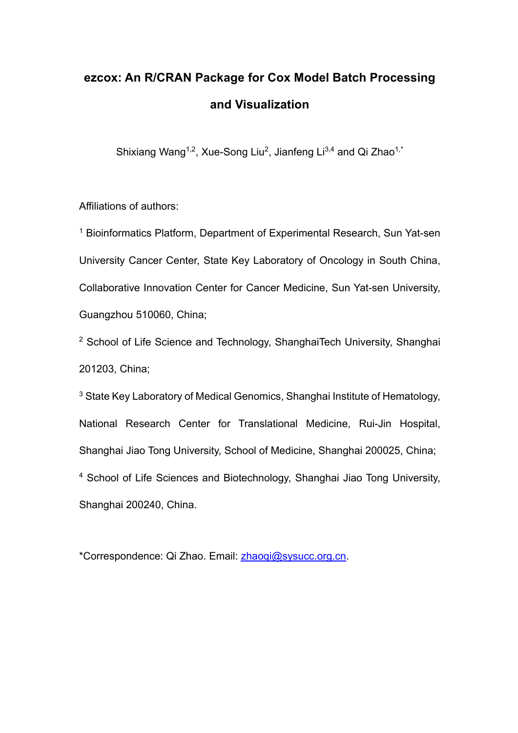# ezcox: An R/CRAN Package for Cox Model Batch Processing and Visualization

Shixiang Wang[1,2], Xue-Song Liu[2], Jianfeng Li[3,4] and Qi Zhao[1,*]

Affiliations of authors:

[1] Bioinformatics Platform, Department of Experimental Research, Sun Yat-sen University Cancer Center, State Key Laboratory of Oncology in South China, Collaborative Innovation Center for Cancer Medicine, Sun Yat-sen University, Guangzhou 510060, China;

[2] School of Life Science and Technology, ShanghaiTech University, Shanghai 201203, China;

[3] State Key Laboratory of Medical Genomics, Shanghai Institute of Hematology, National Research Center for Translational Medicine, Rui-Jin Hospital, Shanghai Jiao Tong University, School of Medicine, Shanghai 200025, China;

[4] School of Life Sciences and Biotechnology, Shanghai Jiao Tong University, Shanghai 200240, China.

*Correspondence: Qi Zhao. Email: zhaoqi@sysucc.org.cn.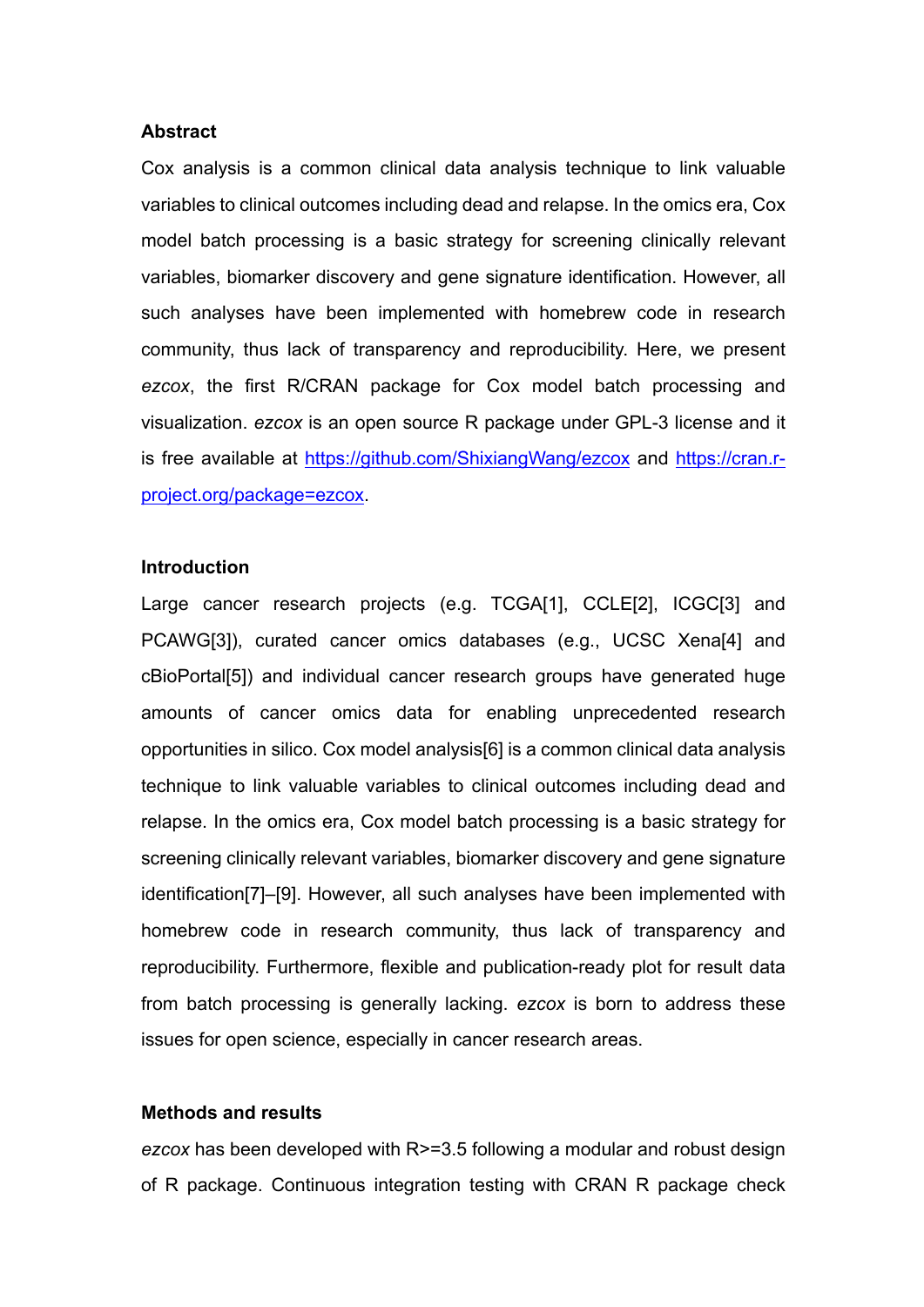## Abstract

Cox analysis is a common clinical data analysis technique to link valuable variables to clinical outcomes including dead and relapse. In the omics era, Cox model batch processing is a basic strategy for screening clinically relevant variables, biomarker discovery and gene signature identification. However, all such analyses have been implemented with homebrew code in research community, thus lack of transparency and reproducibility. Here, we present *ezcox*, the first R/CRAN package for Cox model batch processing and visualization. *ezcox* is an open source R package under GPL-3 license and it is free available at [https://github.com/ShixiangWang/ezcox](https://github.com/ShixiangWang/ezcox) and [https://cran.r-project.org/package=ezcox](https://cran.r-project.org/package=ezcox).

## Introduction

Large cancer research projects (e.g. TCGA[1], CCLE[2], ICGC[3] and PCAWG[3]), curated cancer omics databases (e.g., UCSC Xena[4] and cBioPortal[5]) and individual cancer research groups have generated huge amounts of cancer omics data for enabling unprecedented research opportunities in silico. Cox model analysis[6] is a common clinical data analysis technique to link valuable variables to clinical outcomes including dead and relapse. In the omics era, Cox model batch processing is a basic strategy for screening clinically relevant variables, biomarker discovery and gene signature identification[7]–[9]. However, all such analyses have been implemented with homebrew code in research community, thus lack of transparency and reproducibility. Furthermore, flexible and publication-ready plot for result data from batch processing is generally lacking. *ezcox* is born to address these issues for open science, especially in cancer research areas.

## Methods and results

*ezcox* has been developed with R>=3.5 following a modular and robust design of R package. Continuous integration testing with CRAN R package check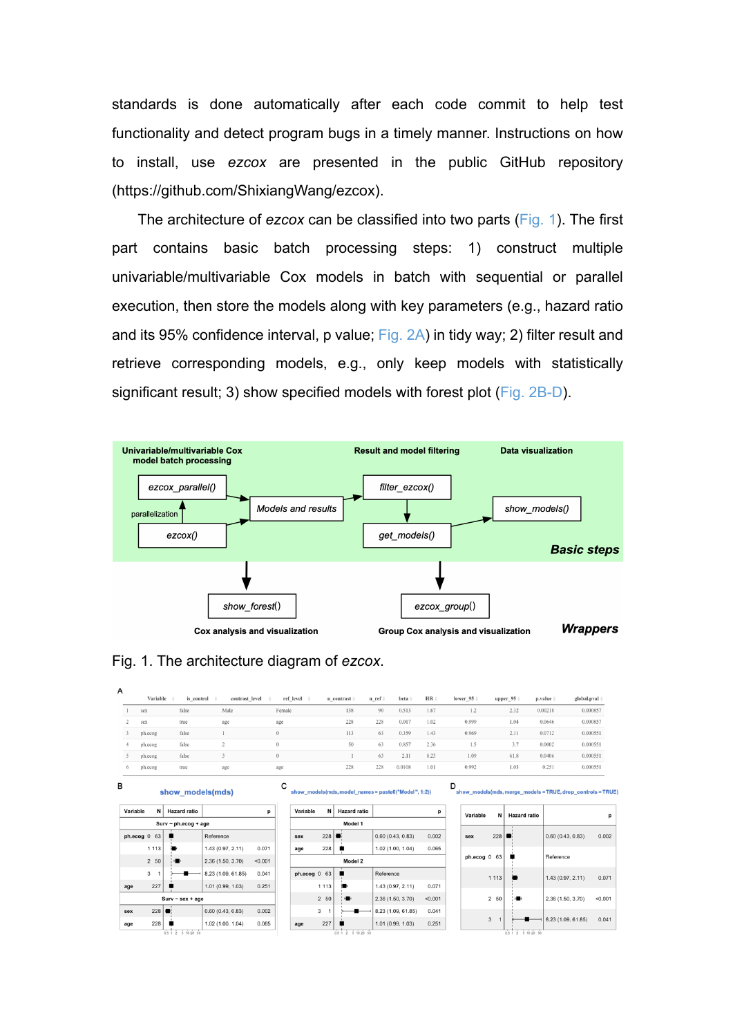standards is done automatically after each code commit to help test functionality and detect program bugs in a timely manner. Instructions on how to install, use *ezcox* are presented in the public GitHub repository (https://github.com/ShixiangWang/ezcox).

The architecture of *ezcox* can be classified into two parts (Fig. 1). The first part contains basic batch processing steps: 1) construct multiple univariable/multivariable Cox models in batch with sequential or parallel execution, then store the models along with key parameters (e.g., hazard ratio and its 95% confidence interval, p value; Fig. 2A) in tidy way; 2) filter result and retrieve corresponding models, e.g., only keep models with statistically significant result; 3) show specified models with forest plot (Fig. 2B-D).

Fig. 1. The architecture diagram of *ezcox*.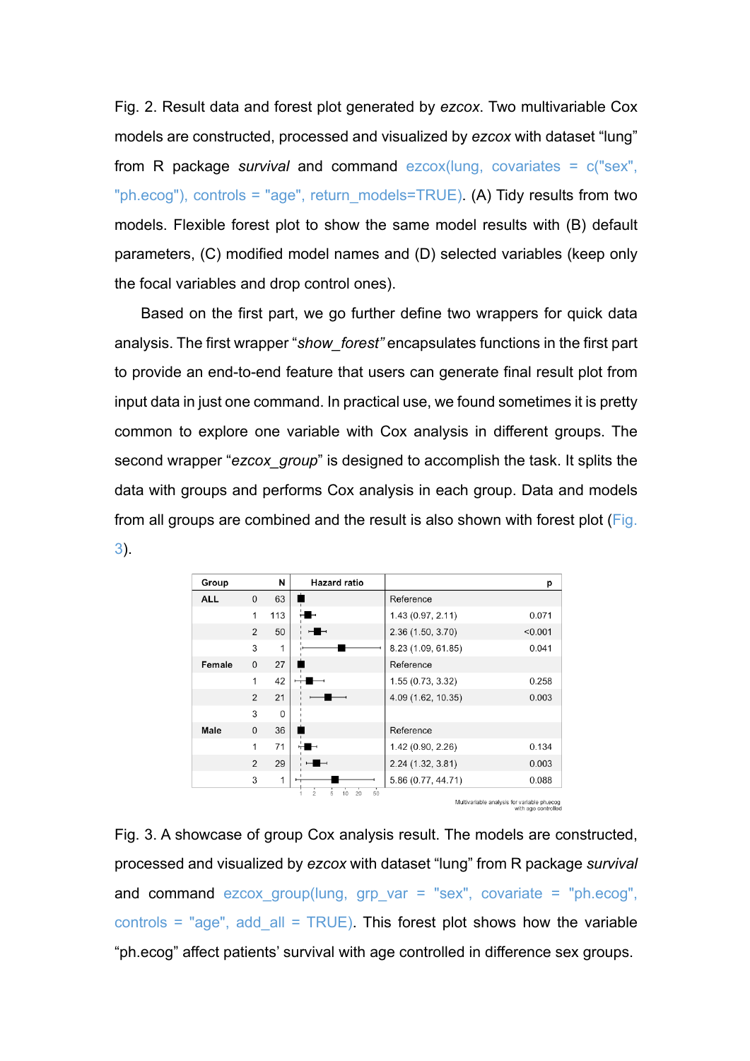Fig. 2. Result data and forest plot generated by *ezcox*. Two multivariable Cox models are constructed, processed and visualized by *ezcox* with dataset "lung" from R package *survival* and command ezcox(lung, covariates = c("sex", "ph.ecog"), controls = "age", return_models=TRUE). (A) Tidy results from two models. Flexible forest plot to show the same model results with (B) default parameters, (C) modified model names and (D) selected variables (keep only the focal variables and drop control ones).

Based on the first part, we go further define two wrappers for quick data analysis. The first wrapper "*show_forest*" encapsulates functions in the first part to provide an end-to-end feature that users can generate final result plot from input data in just one command. In practical use, we found sometimes it is pretty common to explore one variable with Cox analysis in different groups. The second wrapper "*ezcox_group*" is designed to accomplish the task. It splits the data with groups and performs Cox analysis in each group. Data and models from all groups are combined and the result is also shown with forest plot (Fig. 3).

| Group | | N | Hazard ratio | | p |
|---|---|---|---|---|---|
| ALL | 0 | 63 | | Reference | |
| | 1 | 113 | | 1.43 (0.97, 2.11) | 0.071 |
| | 2 | 50 | | 2.36 (1.50, 3.70) | <0.001 |
| | 3 | 1 | | 8.23 (1.09, 61.85) | 0.041 |
| Female | 0 | 27 | | Reference | |
| | 1 | 42 | | 1.55 (0.73, 3.32) | 0.258 |
| | 2 | 21 | | 4.09 (1.62, 10.35) | 0.003 |
| | 3 | 0 | | | |
| Male | 0 | 36 | | Reference | |
| | 1 | 71 | | 1.42 (0.90, 2.26) | 0.134 |
| | 2 | 29 | | 2.24 (1.32, 3.81) | 0.003 |
| | 3 | 1 | | 5.86 (0.77, 44.71) | 0.088 |

Multivariable analysis for variable ph.ecog with age controlled

Fig. 3. A showcase of group Cox analysis result. The models are constructed, processed and visualized by *ezcox* with dataset "lung" from R package *survival* and command ezcox_group(lung, grp_var = "sex", covariate = "ph.ecog", controls = "age", add_all = TRUE). This forest plot shows how the variable "ph.ecog" affect patients' survival with age controlled in difference sex groups.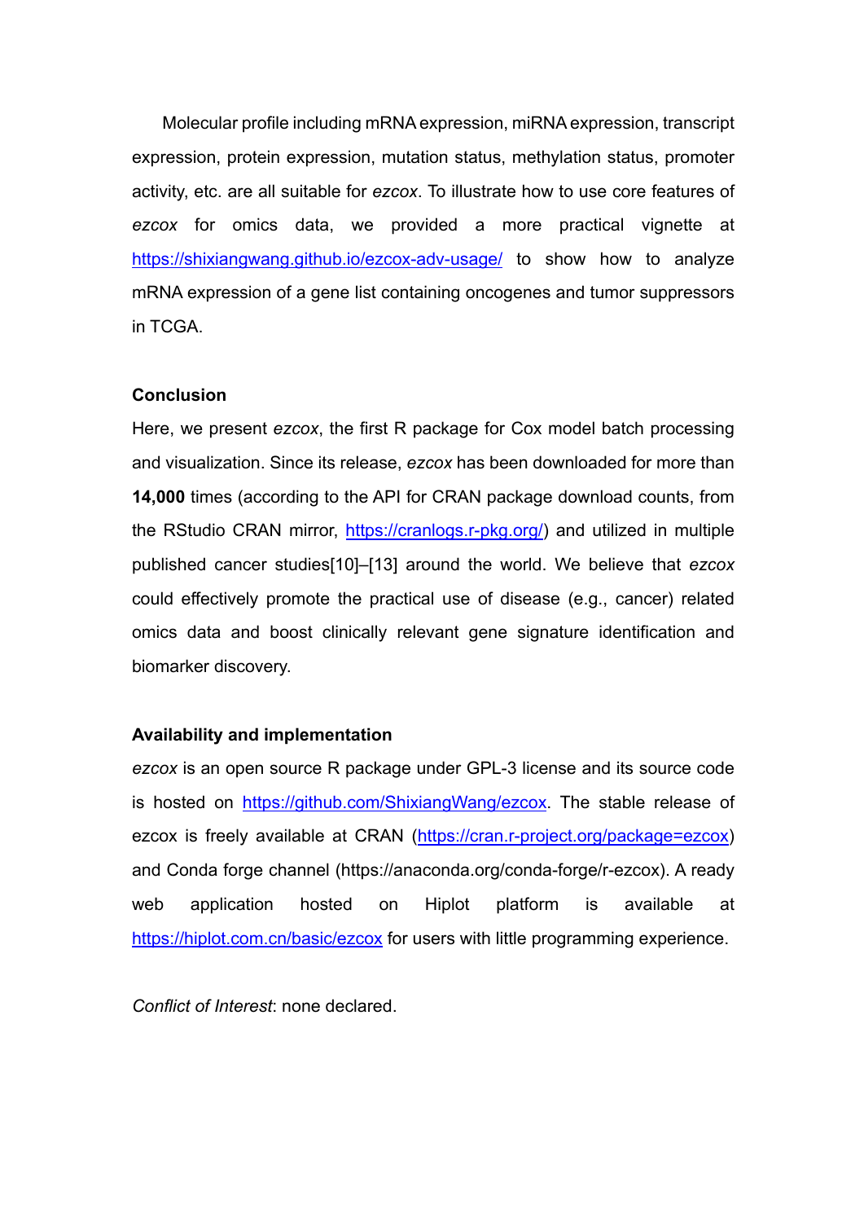Molecular profile including mRNA expression, miRNA expression, transcript expression, protein expression, mutation status, methylation status, promoter activity, etc. are all suitable for *ezcox*. To illustrate how to use core features of *ezcox* for omics data, we provided a more practical vignette at https://shixiangwang.github.io/ezcox-adv-usage/ to show how to analyze mRNA expression of a gene list containing oncogenes and tumor suppressors in TCGA.

## Conclusion

Here, we present *ezcox*, the first R package for Cox model batch processing and visualization. Since its release, *ezcox* has been downloaded for more than **14,000** times (according to the API for CRAN package download counts, from the RStudio CRAN mirror, https://cranlogs.r-pkg.org/) and utilized in multiple published cancer studies[10]–[13] around the world. We believe that *ezcox* could effectively promote the practical use of disease (e.g., cancer) related omics data and boost clinically relevant gene signature identification and biomarker discovery.

## Availability and implementation

*ezcox* is an open source R package under GPL-3 license and its source code is hosted on https://github.com/ShixiangWang/ezcox. The stable release of ezcox is freely available at CRAN (https://cran.r-project.org/package=ezcox) and Conda forge channel (https://anaconda.org/conda-forge/r-ezcox). A ready web application hosted on Hiplot platform is available at https://hiplot.com.cn/basic/ezcox for users with little programming experience.

*Conflict of Interest*: none declared.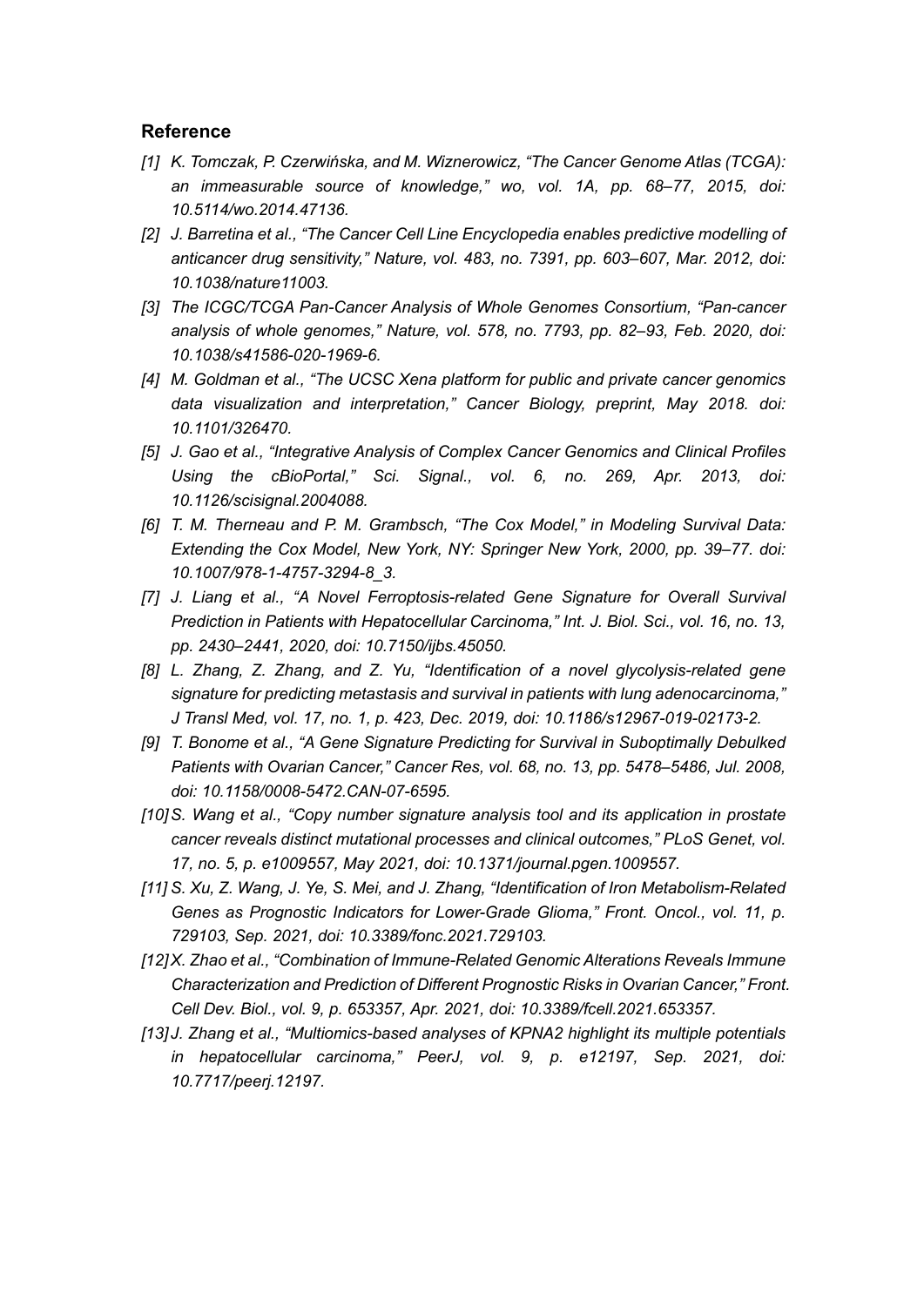## Reference

*[1] K. Tomczak, P. Czerwińska, and M. Wiznerowicz, "The Cancer Genome Atlas (TCGA): an immeasurable source of knowledge," wo, vol. 1A, pp. 68–77, 2015, doi: 10.5114/wo.2014.47136.*

*[2] J. Barretina et al., "The Cancer Cell Line Encyclopedia enables predictive modelling of anticancer drug sensitivity," Nature, vol. 483, no. 7391, pp. 603–607, Mar. 2012, doi: 10.1038/nature11003.*

*[3] The ICGC/TCGA Pan-Cancer Analysis of Whole Genomes Consortium, "Pan-cancer analysis of whole genomes," Nature, vol. 578, no. 7793, pp. 82–93, Feb. 2020, doi: 10.1038/s41586-020-1969-6.*

*[4] M. Goldman et al., "The UCSC Xena platform for public and private cancer genomics data visualization and interpretation," Cancer Biology, preprint, May 2018. doi: 10.1101/326470.*

*[5] J. Gao et al., "Integrative Analysis of Complex Cancer Genomics and Clinical Profiles Using the cBioPortal," Sci. Signal., vol. 6, no. 269, Apr. 2013, doi: 10.1126/scisignal.2004088.*

*[6] T. M. Therneau and P. M. Grambsch, "The Cox Model," in Modeling Survival Data: Extending the Cox Model, New York, NY: Springer New York, 2000, pp. 39–77. doi: 10.1007/978-1-4757-3294-8_3.*

*[7] J. Liang et al., "A Novel Ferroptosis-related Gene Signature for Overall Survival Prediction in Patients with Hepatocellular Carcinoma," Int. J. Biol. Sci., vol. 16, no. 13, pp. 2430–2441, 2020, doi: 10.7150/ijbs.45050.*

*[8] L. Zhang, Z. Zhang, and Z. Yu, "Identification of a novel glycolysis-related gene signature for predicting metastasis and survival in patients with lung adenocarcinoma," J Transl Med, vol. 17, no. 1, p. 423, Dec. 2019, doi: 10.1186/s12967-019-02173-2.*

*[9] T. Bonome et al., "A Gene Signature Predicting for Survival in Suboptimally Debulked Patients with Ovarian Cancer," Cancer Res, vol. 68, no. 13, pp. 5478–5486, Jul. 2008, doi: 10.1158/0008-5472.CAN-07-6595.*

*[10] S. Wang et al., "Copy number signature analysis tool and its application in prostate cancer reveals distinct mutational processes and clinical outcomes," PLoS Genet, vol. 17, no. 5, p. e1009557, May 2021, doi: 10.1371/journal.pgen.1009557.*

*[11] S. Xu, Z. Wang, J. Ye, S. Mei, and J. Zhang, "Identification of Iron Metabolism-Related Genes as Prognostic Indicators for Lower-Grade Glioma," Front. Oncol., vol. 11, p. 729103, Sep. 2021, doi: 10.3389/fonc.2021.729103.*

*[12] X. Zhao et al., "Combination of Immune-Related Genomic Alterations Reveals Immune Characterization and Prediction of Different Prognostic Risks in Ovarian Cancer," Front. Cell Dev. Biol., vol. 9, p. 653357, Apr. 2021, doi: 10.3389/fcell.2021.653357.*

*[13] J. Zhang et al., "Multiomics-based analyses of KPNA2 highlight its multiple potentials in hepatocellular carcinoma," PeerJ, vol. 9, p. e12197, Sep. 2021, doi: 10.7717/peerj.12197.*